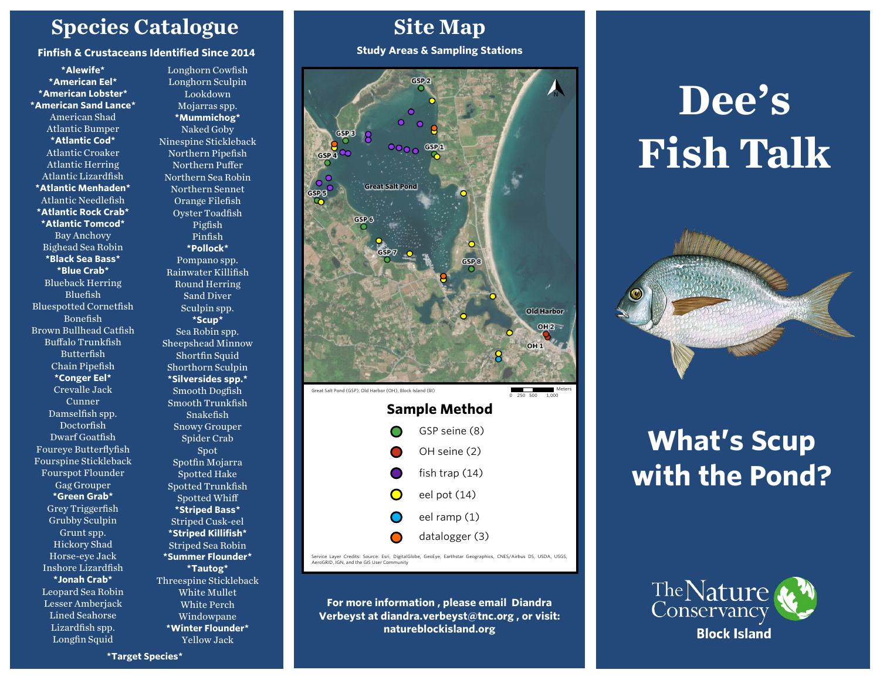# Species Catalogue

**Finfish & Crustaceans Identified Since 2014**

**\*Alewife\***
**\*American Eel\***
**\*American Lobster\***
**\*American Sand Lance\***
American Shad
Atlantic Bumper
**\*Atlantic Cod\***
Atlantic Croaker
Atlantic Herring
Atlantic Lizardfish
**\*Atlantic Menhaden\***
Atlantic Needlefish
**\*Atlantic Rock Crab\***
**\*Atlantic Tomcod\***
Bay Anchovy
Bighead Sea Robin
**\*Black Sea Bass\***
**\*Blue Crab\***
Blueback Herring
Bluefish
Bluespotted Cornetfish
Bonefish
Brown Bullhead Catfish
Buffalo Trunkfish
Butterfish
Chain Pipefish
**\*Conger Eel\***
Crevalle Jack
Cunner
Damselfish spp.
Doctorfish
Dwarf Goatfish
Foureye Butterflyfish
Fourspine Stickleback
Fourspot Flounder
Gag Grouper
**\*Green Grab\***
Grey Triggerfish
Grubby Sculpin
Grunt spp.
Hickory Shad
Horse-eye Jack
Inshore Lizardfish
**\*Jonah Crab\***
Leopard Sea Robin
Lesser Amberjack
Lined Seahorse
Lizardfish spp.
Longfin Squid
Longhorn Cowfish
Longhorn Sculpin
Lookdown
Mojarras spp.
**\*Mummichog\***
Naked Goby
Ninespine Stickleback
Northern Pipefish
Northern Puffer
Northern Sea Robin
Northern Sennet
Orange Filefish
Oyster Toadfish
Pigfish
Pinfish
**\*Pollock\***
Pompano spp.
Rainwater Killifish
Round Herring
Sand Diver
Sculpin spp.
**\*Scup\***
Sea Robin spp.
Sheepshead Minnow
Shortfin Squid
Shorthorn Sculpin
**\*Silversides spp.\***
Smooth Dogfish
Smooth Trunkfish
Snakefish
Snowy Grouper
Spider Crab
Spot
Spotfin Mojarra
Spotted Hake
Spotted Trunkfish
Spotted Whiff
**\*Striped Bass\***
Striped Cusk-eel
**\*Striped Killifish\***
Striped Sea Robin
**\*Summer Flounder\***
**\*Tautog\***
Threespine Stickleback
White Mullet
White Perch
Windowpane
**\*Winter Flounder\***
Yellow Jack

**\*Target Species\***

# Site Map

**Study Areas & Sampling Stations**

GSP 1, GSP 2, GSP 3, GSP 4, GSP 5, GSP 6, GSP 7, GSP 8, Great Salt Pond, Old Harbor, OH 1, OH 2

Great Salt Pond (GSP), Old Harbor (OH), Block Island (BI)

Meters: 0 250 500 1,000

## Sample Method

- GSP seine (8)
- OH seine (2)
- fish trap (14)
- eel pot (14)
- eel ramp (1)
- datalogger (3)

Service Layer Credits: Source: Esri, DigitalGlobe, GeoEye, Earthstar Geographics, CNES/Airbus DS, USDA, USGS, AeroGRID, IGN, and the GIS User Community

**For more information , please email Diandra Verbeyst at diandra.verbeyst@tnc.org , or visit: natureblockisland.org**

# Dee's Fish Talk

## What's Scup with the Pond?

The Nature Conservancy

**Block Island**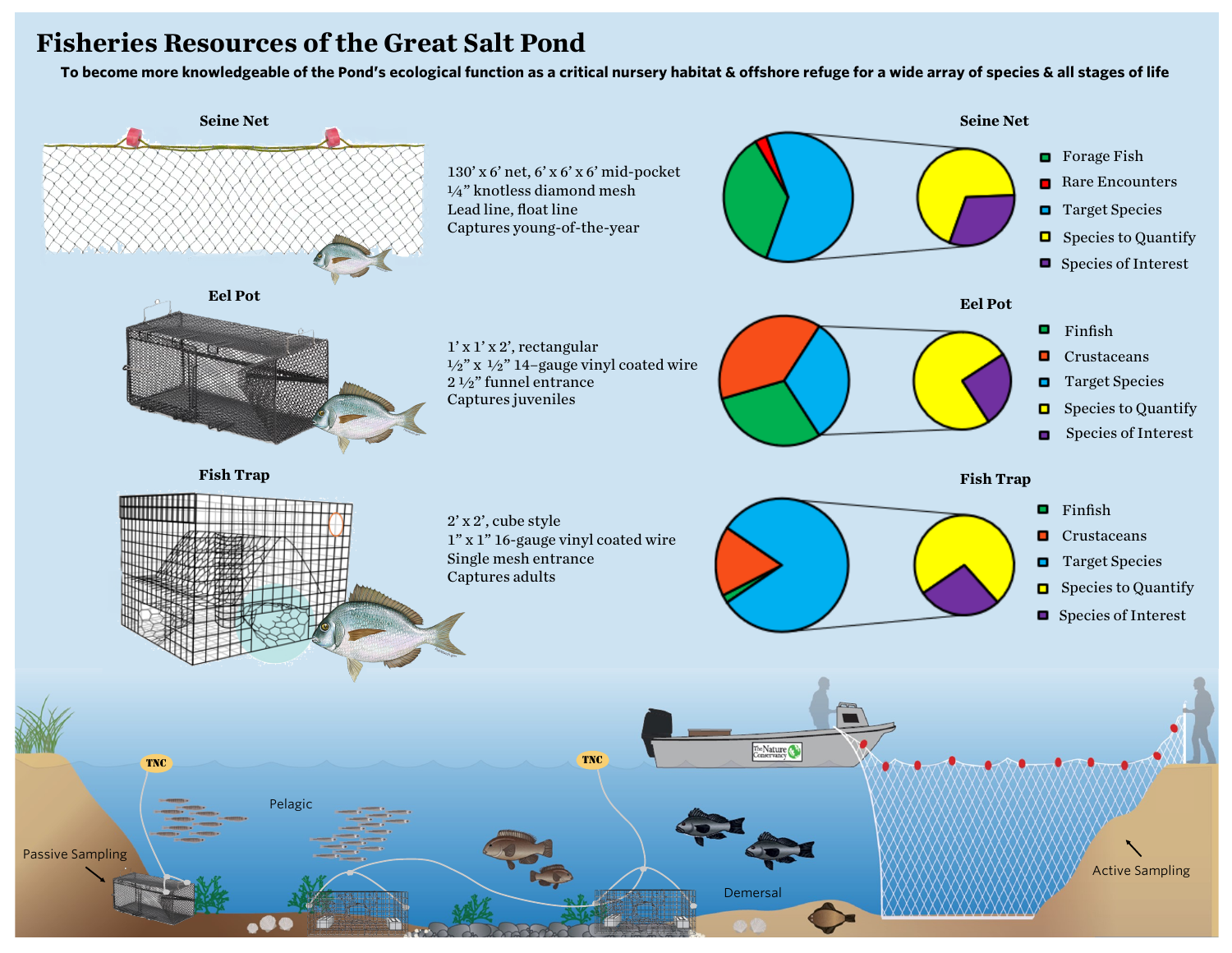# Fisheries Resources of the Great Salt Pond

**To become more knowledgeable of the Pond's ecological function as a critical nursery habitat & offshore refuge for a wide array of species & all stages of life**

### Seine Net

130' x 6' net, 6' x 6' x 6' mid-pocket
¼" knotless diamond mesh
Lead line, float line
Captures young-of-the-year

Seine Net

- Forage Fish
- Rare Encounters
- Target Species
- Species to Quantify
- Species of Interest

### Eel Pot

1' x 1' x 2', rectangular
½" x ½" 14-gauge vinyl coated wire
2 ½" funnel entrance
Captures juveniles

Eel Pot

- Finfish
- Crustaceans
- Target Species
- Species to Quantify
- Species of Interest

### Fish Trap

2' x 2', cube style
1" x 1" 16-gauge vinyl coated wire
Single mesh entrance
Captures adults

Fish Trap

- Finfish
- Crustaceans
- Target Species
- Species to Quantify
- Species of Interest

TNC

Pelagic

Passive Sampling

Demersal

Active Sampling

The Nature Conservancy